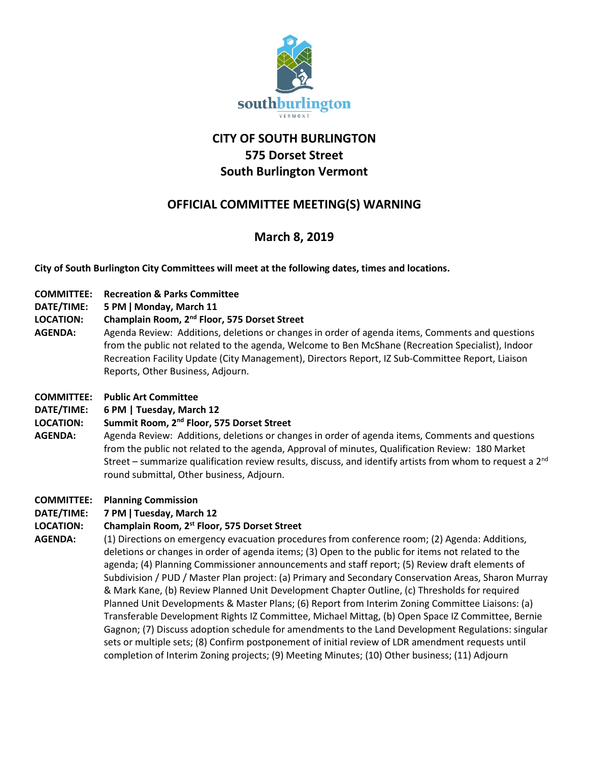southburlington
VERMONT

# CITY OF SOUTH BURLINGTON
# 575 Dorset Street
# South Burlington Vermont

## OFFICIAL COMMITTEE MEETING(S) WARNING

## March 8, 2019

**City of South Burlington City Committees will meet at the following dates, times and locations.**

**COMMITTEE:** **Recreation & Parks Committee**
**DATE/TIME:** **5 PM | Monday, March 11**
**LOCATION:** **Champlain Room, 2nd Floor, 575 Dorset Street**
**AGENDA:** Agenda Review: Additions, deletions or changes in order of agenda items, Comments and questions from the public not related to the agenda, Welcome to Ben McShane (Recreation Specialist), Indoor Recreation Facility Update (City Management), Directors Report, IZ Sub-Committee Report, Liaison Reports, Other Business, Adjourn.

**COMMITTEE:** **Public Art Committee**
**DATE/TIME:** **6 PM | Tuesday, March 12**
**LOCATION:** **Summit Room, 2nd Floor, 575 Dorset Street**
**AGENDA:** Agenda Review: Additions, deletions or changes in order of agenda items, Comments and questions from the public not related to the agenda, Approval of minutes, Qualification Review: 180 Market Street – summarize qualification review results, discuss, and identify artists from whom to request a 2nd round submittal, Other business, Adjourn.

**COMMITTEE:** **Planning Commission**
**DATE/TIME:** **7 PM | Tuesday, March 12**
**LOCATION:** **Champlain Room, 2st Floor, 575 Dorset Street**
**AGENDA:** (1) Directions on emergency evacuation procedures from conference room; (2) Agenda: Additions, deletions or changes in order of agenda items; (3) Open to the public for items not related to the agenda; (4) Planning Commissioner announcements and staff report; (5) Review draft elements of Subdivision / PUD / Master Plan project: (a) Primary and Secondary Conservation Areas, Sharon Murray & Mark Kane, (b) Review Planned Unit Development Chapter Outline, (c) Thresholds for required Planned Unit Developments & Master Plans; (6) Report from Interim Zoning Committee Liaisons: (a) Transferable Development Rights IZ Committee, Michael Mittag, (b) Open Space IZ Committee, Bernie Gagnon; (7) Discuss adoption schedule for amendments to the Land Development Regulations: singular sets or multiple sets; (8) Confirm postponement of initial review of LDR amendment requests until completion of Interim Zoning projects; (9) Meeting Minutes; (10) Other business; (11) Adjourn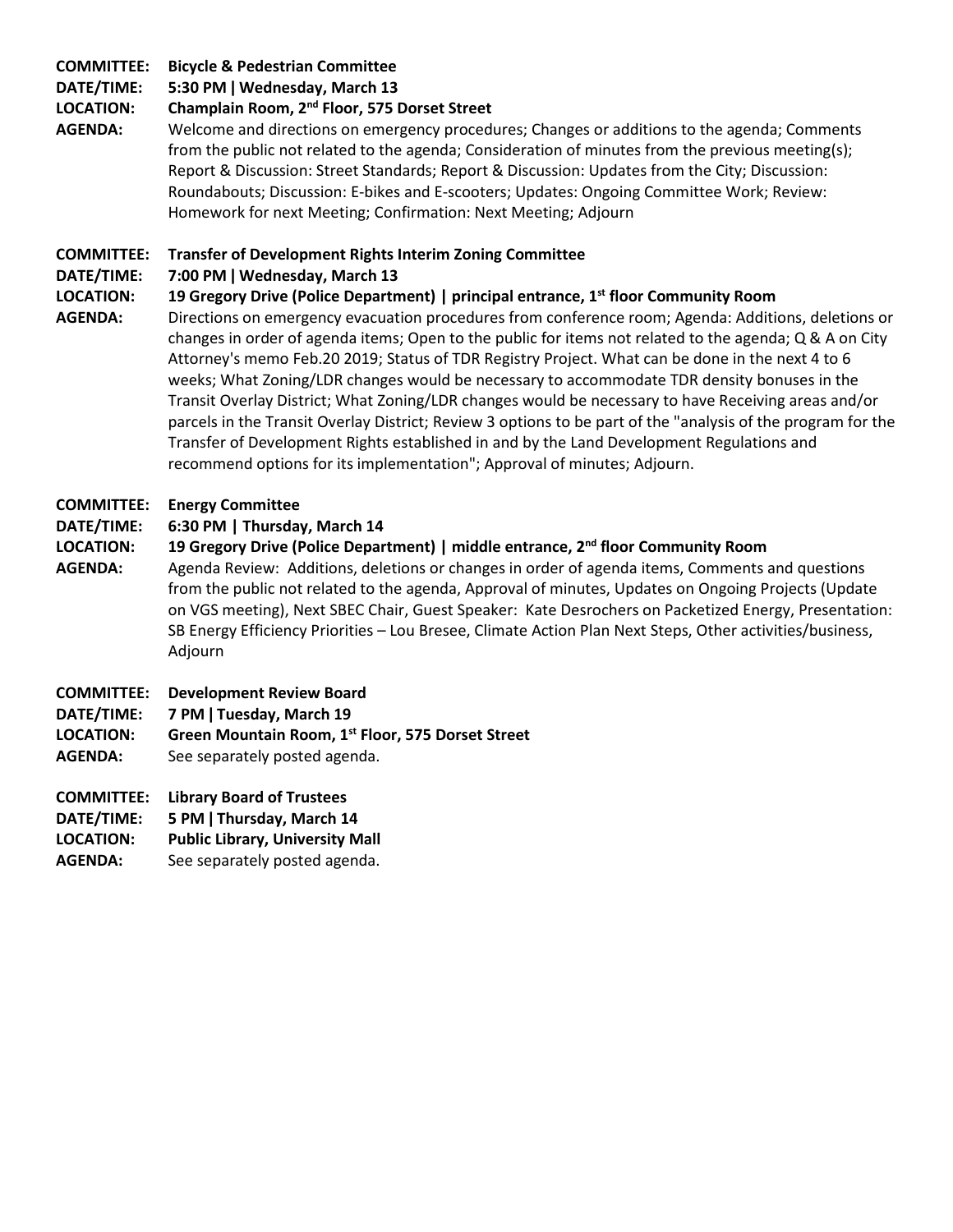**COMMITTEE:** **Bicycle & Pedestrian Committee**
**DATE/TIME:** **5:30 PM | Wednesday, March 13**
**LOCATION:** **Champlain Room, 2nd Floor, 575 Dorset Street**
**AGENDA:** Welcome and directions on emergency procedures; Changes or additions to the agenda; Comments from the public not related to the agenda; Consideration of minutes from the previous meeting(s); Report & Discussion: Street Standards; Report & Discussion: Updates from the City; Discussion: Roundabouts; Discussion: E-bikes and E-scooters; Updates: Ongoing Committee Work; Review: Homework for next Meeting; Confirmation: Next Meeting; Adjourn

**COMMITTEE:** **Transfer of Development Rights Interim Zoning Committee**
**DATE/TIME:** **7:00 PM | Wednesday, March 13**
**LOCATION:** **19 Gregory Drive (Police Department) | principal entrance, 1st floor Community Room**
**AGENDA:** Directions on emergency evacuation procedures from conference room; Agenda: Additions, deletions or changes in order of agenda items; Open to the public for items not related to the agenda; Q & A on City Attorney's memo Feb.20 2019; Status of TDR Registry Project. What can be done in the next 4 to 6 weeks; What Zoning/LDR changes would be necessary to accommodate TDR density bonuses in the Transit Overlay District; What Zoning/LDR changes would be necessary to have Receiving areas and/or parcels in the Transit Overlay District; Review 3 options to be part of the "analysis of the program for the Transfer of Development Rights established in and by the Land Development Regulations and recommend options for its implementation"; Approval of minutes; Adjourn.

**COMMITTEE:** **Energy Committee**
**DATE/TIME:** **6:30 PM | Thursday, March 14**
**LOCATION:** **19 Gregory Drive (Police Department) | middle entrance, 2nd floor Community Room**
**AGENDA:** Agenda Review: Additions, deletions or changes in order of agenda items, Comments and questions from the public not related to the agenda, Approval of minutes, Updates on Ongoing Projects (Update on VGS meeting), Next SBEC Chair, Guest Speaker: Kate Desrochers on Packetized Energy, Presentation: SB Energy Efficiency Priorities – Lou Bresee, Climate Action Plan Next Steps, Other activities/business, Adjourn

**COMMITTEE:** **Development Review Board**
**DATE/TIME:** **7 PM | Tuesday, March 19**
**LOCATION:** **Green Mountain Room, 1st Floor, 575 Dorset Street**
**AGENDA:** See separately posted agenda.

**COMMITTEE:** **Library Board of Trustees**
**DATE/TIME:** **5 PM | Thursday, March 14**
**LOCATION:** **Public Library, University Mall**
**AGENDA:** See separately posted agenda.